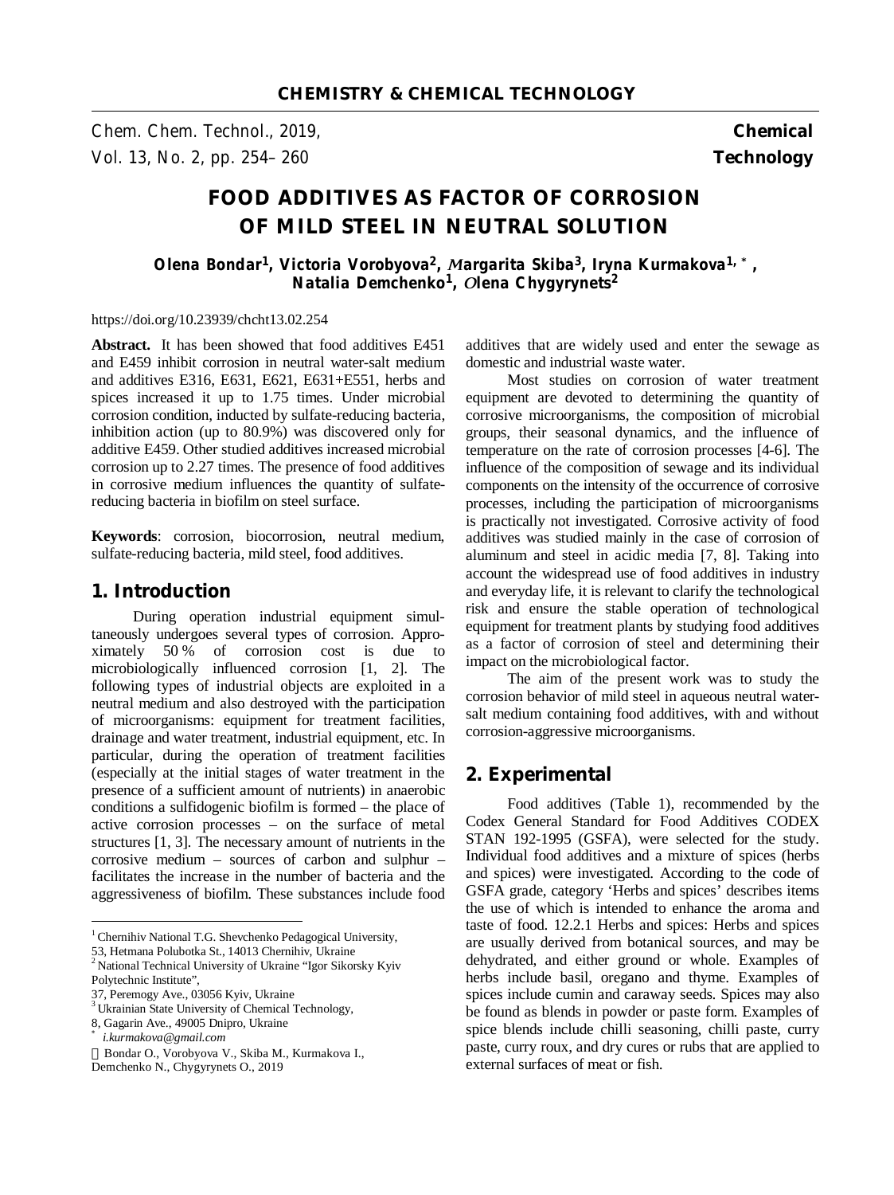**CHEMISTRY & CHEMICAL TECHNOLOGY**

Chemical Technology

# FOOD ADDITIVES AS FACTOR OF CORROSION OF MILD STEEL IN NEUTRAL SOLUTION

**Olena Bondar[1], Victoria Vorobyova[2], Margarita Skiba[3], Iryna Kurmakova[1,*], Natalia Demchenko[1], Olena Chygyrynets[2]**

https://doi.org/10.23939/chcht13.02.254

**Abstract.** It has been showed that food additives E451 and E459 inhibit corrosion in neutral water-salt medium and additives E316, E631, E621, E631+E551, herbs and spices increased it up to 1.75 times. Under microbial corrosion condition, inducted by sulfate-reducing bacteria, inhibition action (up to 80.9%) was discovered only for additive E459. Other studied additives increased microbial corrosion up to 2.27 times. The presence of food additives in corrosive medium influences the quantity of sulfate-reducing bacteria in biofilm on steel surface.

**Keywords**: corrosion, biocorrosion, neutral medium, sulfate-reducing bacteria, mild steel, food additives.

## 1. Introduction

During operation industrial equipment simultaneously undergoes several types of corrosion. Approximately 50 % of corrosion cost is due to microbiologically influenced corrosion [1, 2]. The following types of industrial objects are exploited in a neutral medium and also destroyed with the participation of microorganisms: equipment for treatment facilities, drainage and water treatment, industrial equipment, etc. In particular, during the operation of treatment facilities (especially at the initial stages of water treatment in the presence of a sufficient amount of nutrients) in anaerobic conditions a sulfidogenic biofilm is formed – the place of active corrosion processes – on the surface of metal structures [1, 3]. The necessary amount of nutrients in the corrosive medium – sources of carbon and sulphur – facilitates the increase in the number of bacteria and the aggressiveness of biofilm. These substances include food additives that are widely used and enter the sewage as domestic and industrial waste water.

Most studies on corrosion of water treatment equipment are devoted to determining the quantity of corrosive microorganisms, the composition of microbial groups, their seasonal dynamics, and the influence of temperature on the rate of corrosion processes [4-6]. The influence of the composition of sewage and its individual components on the intensity of the occurrence of corrosive processes, including the participation of microorganisms is practically not investigated. Corrosive activity of food additives was studied mainly in the case of corrosion of aluminum and steel in acidic media [7, 8]. Taking into account the widespread use of food additives in industry and everyday life, it is relevant to clarify the technological risk and ensure the stable operation of technological equipment for treatment plants by studying food additives as a factor of corrosion of steel and determining their impact on the microbiological factor.

The aim of the present work was to study the corrosion behavior of mild steel in aqueous neutral water-salt medium containing food additives, with and without corrosion-aggressive microorganisms.

## 2. Experimental

Food additives (Table 1), recommended by the Codex General Standard for Food Additives CODEX STAN 192-1995 (GSFA), were selected for the study. Individual food additives and a mixture of spices (herbs and spices) were investigated. According to the code of GSFA grade, category 'Herbs and spices' describes items the use of which is intended to enhance the aroma and taste of food. 12.2.1 Herbs and spices: Herbs and spices are usually derived from botanical sources, and may be dehydrated, and either ground or whole. Examples of herbs include basil, oregano and thyme. Examples of spices include cumin and caraway seeds. Spices may also be found as blends in powder or paste form. Examples of spice blends include chilli seasoning, chilli paste, curry paste, curry roux, and dry cures or rubs that are applied to external surfaces of meat or fish.

---

[1] Chernihiv National T.G. Shevchenko Pedagogical University, 53, Hetmana Polubotka St., 14013 Chernihiv, Ukraine
[2] National Technical University of Ukraine "Igor Sikorsky Kyiv Polytechnic Institute", 37, Peremogy Ave., 03056 Kyiv, Ukraine
[3] Ukrainian State University of Chemical Technology, 8, Gagarin Ave., 49005 Dnipro, Ukraine
[*] *i.kurmakova@gmail.com*
© Bondar O., Vorobyova V., Skiba M., Kurmakova I., Demchenko N., Chygyrynets O., 2019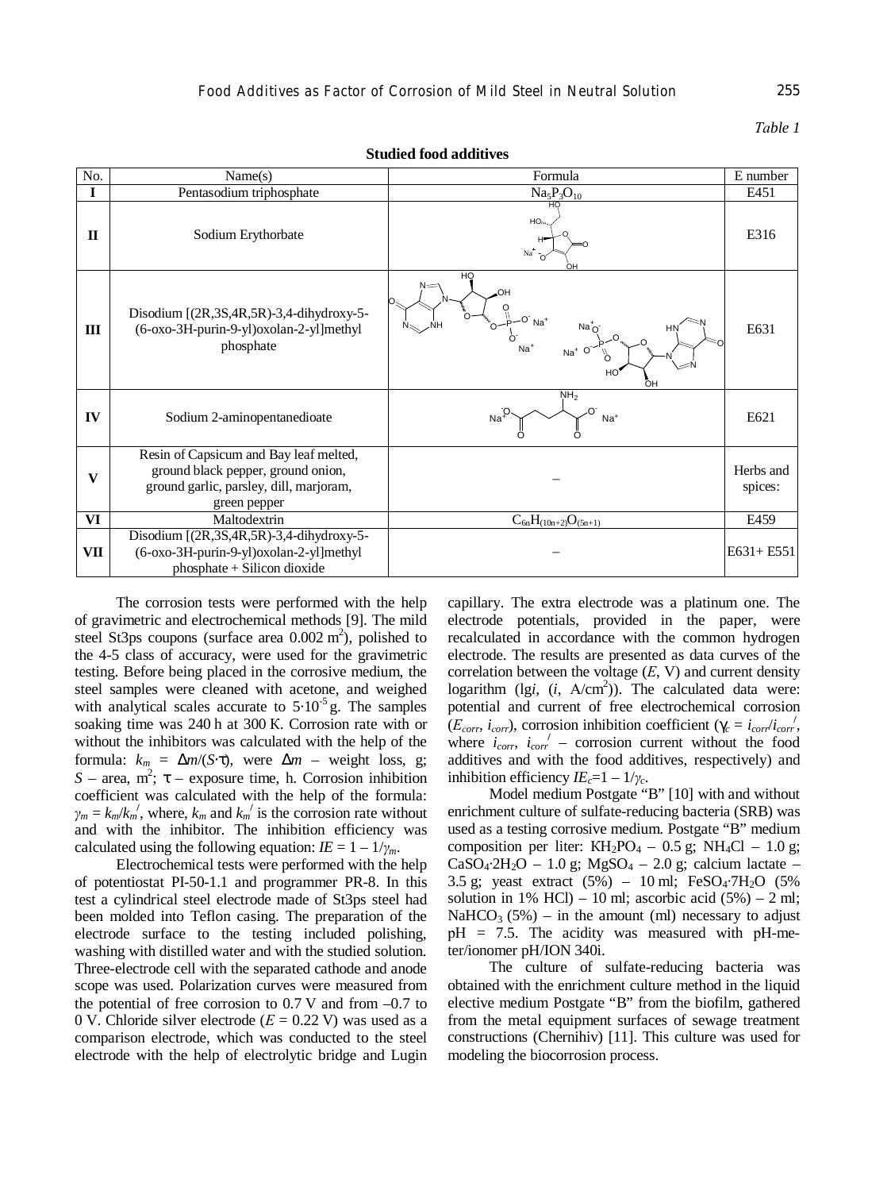*Table 1*

**Studied food additives**

| No. | Name(s) | Formula | E number |
|---|---|---|---|
| **I** | Pentasodium triphosphate | $Na_5P_3O_{10}$ | E451 |
| **II** | Sodium Erythorbate | | E316 |
| **III** | Disodium [(2R,3S,4R,5R)-3,4-dihydroxy-5-(6-oxo-3H-purin-9-yl)oxolan-2-yl]methyl phosphate | | E631 |
| **IV** | Sodium 2-aminopentanedioate | | E621 |
| **V** | Resin of Capsicum and Bay leaf melted, ground black pepper, ground onion, ground garlic, parsley, dill, marjoram, green pepper | – | Herbs and spices: |
| **VI** | Maltodextrin | $C_{6n}H_{(10n+2)}O_{(5n+1)}$ | E459 |
| **VII** | Disodium [(2R,3S,4R,5R)-3,4-dihydroxy-5-(6-oxo-3H-purin-9-yl)oxolan-2-yl]methyl phosphate + Silicon dioxide | – | E631+ E551 |

The corrosion tests were performed with the help of gravimetric and electrochemical methods [9]. The mild steel St3ps coupons (surface area 0.002 $m^2$), polished to the 4-5 class of accuracy, were used for the gravimetric testing. Before being placed in the corrosive medium, the steel samples were cleaned with acetone, and weighed with analytical scales accurate to $5\cdot10^{-5}$ g. The samples soaking time was 240 h at 300 K. Corrosion rate with or without the inhibitors was calculated with the help of the formula: $k_m = \Delta m/(S\cdot\tau)$, were $\Delta m$ – weight loss, g; $S$ – area, $m^2$; $\tau$ – exposure time, h. Corrosion inhibition coefficient was calculated with the help of the formula: $\gamma_m = k_m/k_m^{/}$, where, $k_m$ and $k_m^{/}$ is the corrosion rate without and with the inhibitor. The inhibition efficiency was calculated using the following equation: $IE = 1 - 1/\gamma_m$.

Electrochemical tests were performed with the help of potentiostat PI-50-1.1 and programmer PR-8. In this test a cylindrical steel electrode made of St3ps steel had been molded into Teflon casing. The preparation of the electrode surface to the testing included polishing, washing with distilled water and with the studied solution. Three-electrode cell with the separated cathode and anode scope was used. Polarization curves were measured from the potential of free corrosion to 0.7 V and from –0.7 to 0 V. Chloride silver electrode ($E$ = 0.22 V) was used as a comparison electrode, which was conducted to the steel electrode with the help of electrolytic bridge and Lugin capillary. The extra electrode was a platinum one. The electrode potentials, provided in the paper, were recalculated in accordance with the common hydrogen electrode. The results are presented as data curves of the correlation between the voltage ($E$, V) and current density logarithm (lg$i$, ($i$, A/cm$^2$)). The calculated data were: potential and current of free electrochemical corrosion ($E_{corr}$, $i_{corr}$), corrosion inhibition coefficient ($\gamma_c = i_{corr}/i_{corr}^{/}$, where $i_{corr}$, $i_{corr}^{/}$ – corrosion current without the food additives and with the food additives, respectively) and inhibition efficiency $IE_c$=1 – 1/$\gamma_c$.

Model medium Postgate "B" [10] with and without enrichment culture of sulfate-reducing bacteria (SRB) was used as a testing corrosive medium. Postgate "B" medium composition per liter: $KH_2PO_4$ – 0.5 g; $NH_4Cl$ – 1.0 g; $CaSO_4\cdot2H_2O$ – 1.0 g; $MgSO_4$ – 2.0 g; calcium lactate – 3.5 g; yeast extract (5%) – 10 ml; $FeSO_4\cdot7H_2O$ (5% solution in 1% HCl) – 10 ml; ascorbic acid (5%) – 2 ml; $NaHCO_3$ (5%) – in the amount (ml) necessary to adjust pH = 7.5. The acidity was measured with pH-meter/ionomer pH/ION 340i.

The culture of sulfate-reducing bacteria was obtained with the enrichment culture method in the liquid elective medium Postgate "B" from the biofilm, gathered from the metal equipment surfaces of sewage treatment constructions (Chernihiv) [11]. This culture was used for modeling the biocorrosion process.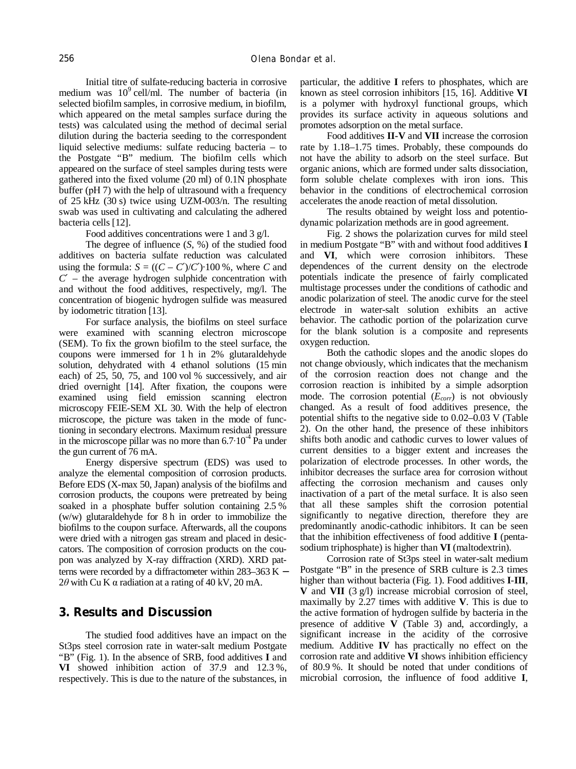Initial titre of sulfate-reducing bacteria in corrosive medium was $10^9$ cell/ml. The number of bacteria (in selected biofilm samples, in corrosive medium, in biofilm, which appeared on the metal samples surface during the tests) was calculated using the method of decimal serial dilution during the bacteria seeding to the correspondent liquid selective mediums: sulfate reducing bacteria – to the Postgate "B" medium. The biofilm cells which appeared on the surface of steel samples during tests were gathered into the fixed volume (20 ml) of 0.1N phosphate buffer (pH 7) with the help of ultrasound with a frequency of 25 kHz (30 s) twice using UZM-003/n. The resulting swab was used in cultivating and calculating the adhered bacteria cells [12].

Food additives concentrations were 1 and 3 g/l.

The degree of influence ($S$, %) of the studied food additives on bacteria sulfate reduction was calculated using the formula: $S = ((C - C')/C')\cdot 100$ %, where $C$ and $C'$ – the average hydrogen sulphide concentration with and without the food additives, respectively, mg/l. The concentration of biogenic hydrogen sulfide was measured by iodometric titration [13].

For surface analysis, the biofilms on steel surface were examined with scanning electron microscope (SEM). To fix the grown biofilm to the steel surface, the coupons were immersed for 1 h in 2% glutaraldehyde solution, dehydrated with 4 ethanol solutions (15 min each) of 25, 50, 75, and 100 vol % successively, and air dried overnight [14]. After fixation, the coupons were examined using field emission scanning electron microscopy FEIE-SEM XL 30. With the help of electron microscope, the picture was taken in the mode of functioning in secondary electrons. Maximum residual pressure in the microscope pillar was no more than $6.7\cdot 10^{-4}$ Pa under the gun current of 76 mA.

Energy dispersive spectrum (EDS) was used to analyze the elemental composition of corrosion products. Before EDS (X-max 50, Japan) analysis of the biofilms and corrosion products, the coupons were pretreated by being soaked in a phosphate buffer solution containing 2.5 % (w/w) glutaraldehyde for 8 h in order to immobilize the biofilms to the coupon surface. Afterwards, all the coupons were dried with a nitrogen gas stream and placed in desiccators. The composition of corrosion products on the coupon was analyzed by X-ray diffraction (XRD). XRD patterns were recorded by a diffractometer within 283–363 K – $2\theta$ with Cu K α radiation at a rating of 40 kV, 20 mA.

## 3. Results and Discussion

The studied food additives have an impact on the St3ps steel corrosion rate in water-salt medium Postgate "B" (Fig. 1). In the absence of SRB, food additives **I** and **VI** showed inhibition action of 37.9 and 12.3 %, respectively. This is due to the nature of the substances, in particular, the additive **I** refers to phosphates, which are known as steel corrosion inhibitors [15, 16]. Additive **VI** is a polymer with hydroxyl functional groups, which provides its surface activity in aqueous solutions and promotes adsorption on the metal surface.

Food additives **II-V** and **VII** increase the corrosion rate by 1.18–1.75 times. Probably, these compounds do not have the ability to adsorb on the steel surface. But organic anions, which are formed under salts dissociation, form soluble chelate complexes with iron ions. This behavior in the conditions of electrochemical corrosion accelerates the anode reaction of metal dissolution.

The results obtained by weight loss and potentiodynamic polarization methods are in good agreement.

Fig. 2 shows the polarization curves for mild steel in medium Postgate "B" with and without food additives **I** and **VI**, which were corrosion inhibitors. These dependences of the current density on the electrode potentials indicate the presence of fairly complicated multistage processes under the conditions of cathodic and anodic polarization of steel. The anodic curve for the steel electrode in water-salt solution exhibits an active behavior. The cathodic portion of the polarization curve for the blank solution is a composite and represents oxygen reduction.

Both the cathodic slopes and the anodic slopes do not change obviously, which indicates that the mechanism of the corrosion reaction does not change and the corrosion reaction is inhibited by a simple adsorption mode. The corrosion potential ($E_{corr}$) is not obviously changed. As a result of food additives presence, the potential shifts to the negative side to 0.02–0.03 V (Table 2). On the other hand, the presence of these inhibitors shifts both anodic and cathodic curves to lower values of current densities to a bigger extent and increases the polarization of electrode processes. In other words, the inhibitor decreases the surface area for corrosion without affecting the corrosion mechanism and causes only inactivation of a part of the metal surface. It is also seen that all these samples shift the corrosion potential significantly to negative direction, therefore they are predominantly anodic-cathodic inhibitors. It can be seen that the inhibition effectiveness of food additive **I** (pentasodium triphosphate) is higher than **VI** (maltodextrin).

Corrosion rate of St3ps steel in water-salt medium Postgate "B" in the presence of SRB culture is 2.3 times higher than without bacteria (Fig. 1). Food additives **I**-**III**, **V** and **VII** (3 g/l) increase microbial corrosion of steel, maximally by 2.27 times with additive **V**. This is due to the active formation of hydrogen sulfide by bacteria in the presence of additive **V** (Table 3) and, accordingly, a significant increase in the acidity of the corrosive medium. Additive **IV** has practically no effect on the corrosion rate and additive **VI** shows inhibition efficiency of 80.9 %. It should be noted that under conditions of microbial corrosion, the influence of food additive **I**,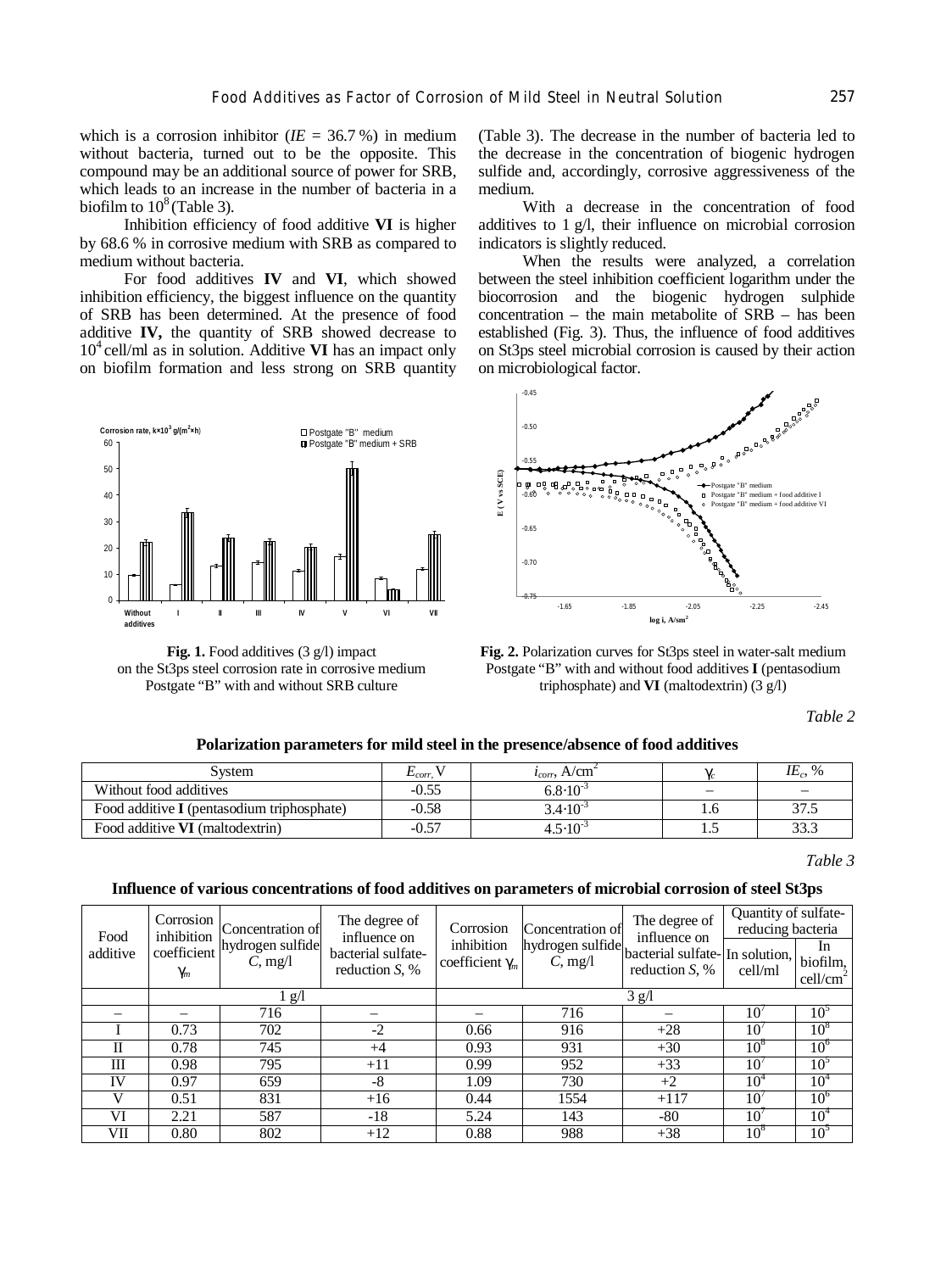which is a corrosion inhibitor ($IE$ = 36.7 %) in medium without bacteria, turned out to be the opposite. This compound may be an additional source of power for SRB, which leads to an increase in the number of bacteria in a biofilm to $10^8$ (Table 3).

Inhibition efficiency of food additive **VI** is higher by 68.6 % in corrosive medium with SRB as compared to medium without bacteria.

For food additives **IV** and **VI**, which showed inhibition efficiency, the biggest influence on the quantity of SRB has been determined. At the presence of food additive **IV,** the quantity of SRB showed decrease to $10^4$ cell/ml as in solution. Additive **VI** has an impact only on biofilm formation and less strong on SRB quantity (Table 3). The decrease in the number of bacteria led to the decrease in the concentration of biogenic hydrogen sulfide and, accordingly, corrosive aggressiveness of the medium.

With a decrease in the concentration of food additives to 1 g/l, their influence on microbial corrosion indicators is slightly reduced.

When the results were analyzed, a correlation between the steel inhibition coefficient logarithm under the biocorrosion and the biogenic hydrogen sulphide concentration – the main metabolite of SRB – has been established (Fig. 3). Thus, the influence of food additives on St3ps steel microbial corrosion is caused by their action on microbiological factor.

**Fig. 1.** Food additives (3 g/l) impact on the St3ps steel corrosion rate in corrosive medium Postgate "B" with and without SRB culture

**Fig. 2.** Polarization curves for St3ps steel in water-salt medium Postgate "B" with and without food additives **I** (pentasodium triphosphate) and **VI** (maltodextrin) (3 g/l)

*Table 2*

**Polarization parameters for mild steel in the presence/absence of food additives**

| System | $E_{corr}$, V | $i_{corr}$, A/cm$^2$ | $\gamma_c$ | $IE_c$, % |
|---|---|---|---|---|
| Without food additives | -0.55 | $6.8\cdot10^{-3}$ | – | – |
| Food additive **I** (pentasodium triphosphate) | -0.58 | $3.4\cdot10^{-3}$ | 1.6 | 37.5 |
| Food additive **VI** (maltodextrin) | -0.57 | $4.5\cdot10^{-3}$ | 1.5 | 33.3 |

*Table 3*

**Influence of various concentrations of food additives on parameters of microbial corrosion of steel St3ps**

| Food additive | Corrosion inhibition coefficient $\gamma_m$ | Concentration of hydrogen sulfide $C$, mg/l | The degree of influence on bacterial sulfate-reduction $S$, % | Corrosion inhibition coefficient $\gamma_m$ | Concentration of hydrogen sulfide $C$, mg/l | The degree of influence on bacterial sulfate-reduction $S$, % | Quantity of sulfate-reducing bacteria: In solution, cell/ml | Quantity of sulfate-reducing bacteria: In biofilm, cell/cm$^2$ |
|---|---|---|---|---|---|---|---|---|
| | 1 g/l | | | 3 g/l | | | | |
| – | – | 716 | – | – | 716 | – | $10^7$ | $10^5$ |
| I | 0.73 | 702 | -2 | 0.66 | 916 | +28 | $10^7$ | $10^8$ |
| II | 0.78 | 745 | +4 | 0.93 | 931 | +30 | $10^8$ | $10^6$ |
| III | 0.98 | 795 | +11 | 0.99 | 952 | +33 | $10^7$ | $10^5$ |
| IV | 0.97 | 659 | -8 | 1.09 | 730 | +2 | $10^4$ | $10^4$ |
| V | 0.51 | 831 | +16 | 0.44 | 1554 | +117 | $10^7$ | $10^6$ |
| VI | 2.21 | 587 | -18 | 5.24 | 143 | -80 | $10^7$ | $10^4$ |
| VII | 0.80 | 802 | +12 | 0.88 | 988 | +38 | $10^8$ | $10^5$ |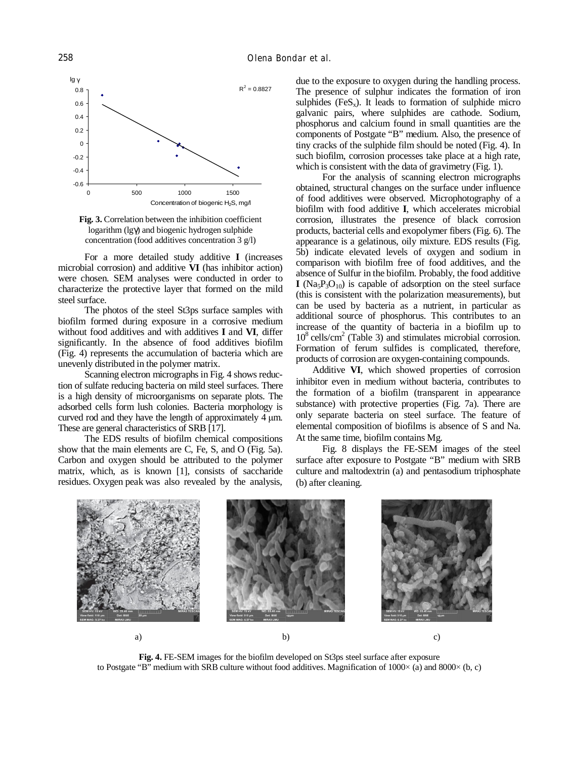**Fig. 3.** Correlation between the inhibition coefficient logarithm (lgγ) and biogenic hydrogen sulphide concentration (food additives concentration 3 g/l)

For a more detailed study additive **I** (increases microbial corrosion) and additive **VI** (has inhibitor action) were chosen. SEM analyses were conducted in order to characterize the protective layer that formed on the mild steel surface.

The photos of the steel St3ps surface samples with biofilm formed during exposure in a corrosive medium without food additives and with additives **I** and **VI**, differ significantly. In the absence of food additives biofilm (Fig. 4) represents the accumulation of bacteria which are unevenly distributed in the polymer matrix.

Scanning electron micrographs in Fig. 4 shows reduction of sulfate reducing bacteria on mild steel surfaces. There is a high density of microorganisms on separate plots. The adsorbed cells form lush colonies. Bacteria morphology is curved rod and they have the length of approximately 4 μm. These are general characteristics of SRB [17].

The EDS results of biofilm chemical compositions show that the main elements are C, Fe, S, and O (Fig. 5a). Carbon and oxygen should be attributed to the polymer matrix, which, as is known [1], consists of saccharide residues. Oxygen peak was also revealed by the analysis, due to the exposure to oxygen during the handling process. The presence of sulphur indicates the formation of iron sulphides ($FeS_x$). It leads to formation of sulphide micro galvanic pairs, where sulphides are cathode. Sodium, phosphorus and calcium found in small quantities are the components of Postgate "B" medium. Also, the presence of tiny cracks of the sulphide film should be noted (Fig. 4). In such biofilm, corrosion processes take place at a high rate, which is consistent with the data of gravimetry (Fig. 1).

For the analysis of scanning electron micrographs obtained, structural changes on the surface under influence of food additives were observed. Microphotography of a biofilm with food additive **I**, which accelerates microbial corrosion, illustrates the presence of black corrosion products, bacterial cells and exopolymer fibers (Fig. 6). The appearance is a gelatinous, oily mixture. EDS results (Fig. 5b) indicate elevated levels of oxygen and sodium in comparison with biofilm free of food additives, and the absence of Sulfur in the biofilm. Probably, the food additive **I** ($Na_5P_3O_{10}$) is capable of adsorption on the steel surface (this is consistent with the polarization measurements), but can be used by bacteria as a nutrient, in particular as additional source of phosphorus. This contributes to an increase of the quantity of bacteria in a biofilm up to $10^8$ cells/cm$^2$ (Table 3) and stimulates microbial corrosion. Formation of ferum sulfides is complicated, therefore, products of corrosion are oxygen-containing compounds.

Additive **VI**, which showed properties of corrosion inhibitor even in medium without bacteria, contributes to the formation of a biofilm (transparent in appearance substance) with protective properties (Fig. 7a). There are only separate bacteria on steel surface. The feature of elemental composition of biofilms is absence of S and Na. At the same time, biofilm contains Mg.

Fig. 8 displays the FE-SEM images of the steel surface after exposure to Postgate "B" medium with SRB culture and maltodextrin (a) and pentasodium triphosphate (b) after cleaning.

a) b) c)

**Fig. 4.** FE-SEM images for the biofilm developed on St3ps steel surface after exposure to Postgate "B" medium with SRB culture without food additives. Magnification of 1000× (a) and 8000× (b, c)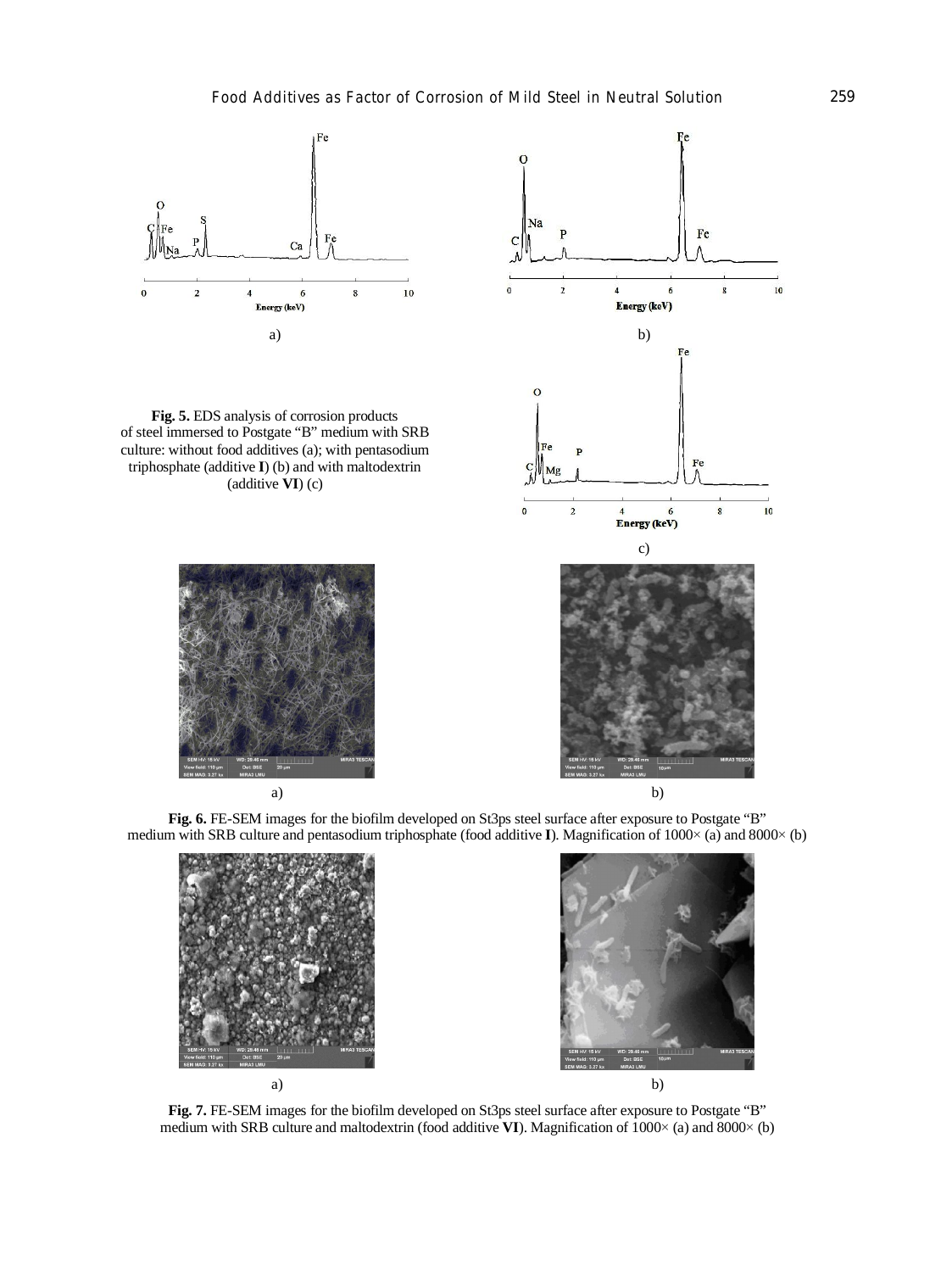**Fig. 5.** EDS analysis of corrosion products of steel immersed to Postgate "B" medium with SRB culture: without food additives (a); with pentasodium triphosphate (additive **I**) (b) and with maltodextrin (additive **VI**) (c)

**Fig. 6.** FE-SEM images for the biofilm developed on St3ps steel surface after exposure to Postgate "B" medium with SRB culture and pentasodium triphosphate (food additive **I**). Magnification of 1000× (a) and 8000× (b)

**Fig. 7.** FE-SEM images for the biofilm developed on St3ps steel surface after exposure to Postgate "B" medium with SRB culture and maltodextrin (food additive **VI**). Magnification of 1000× (a) and 8000× (b)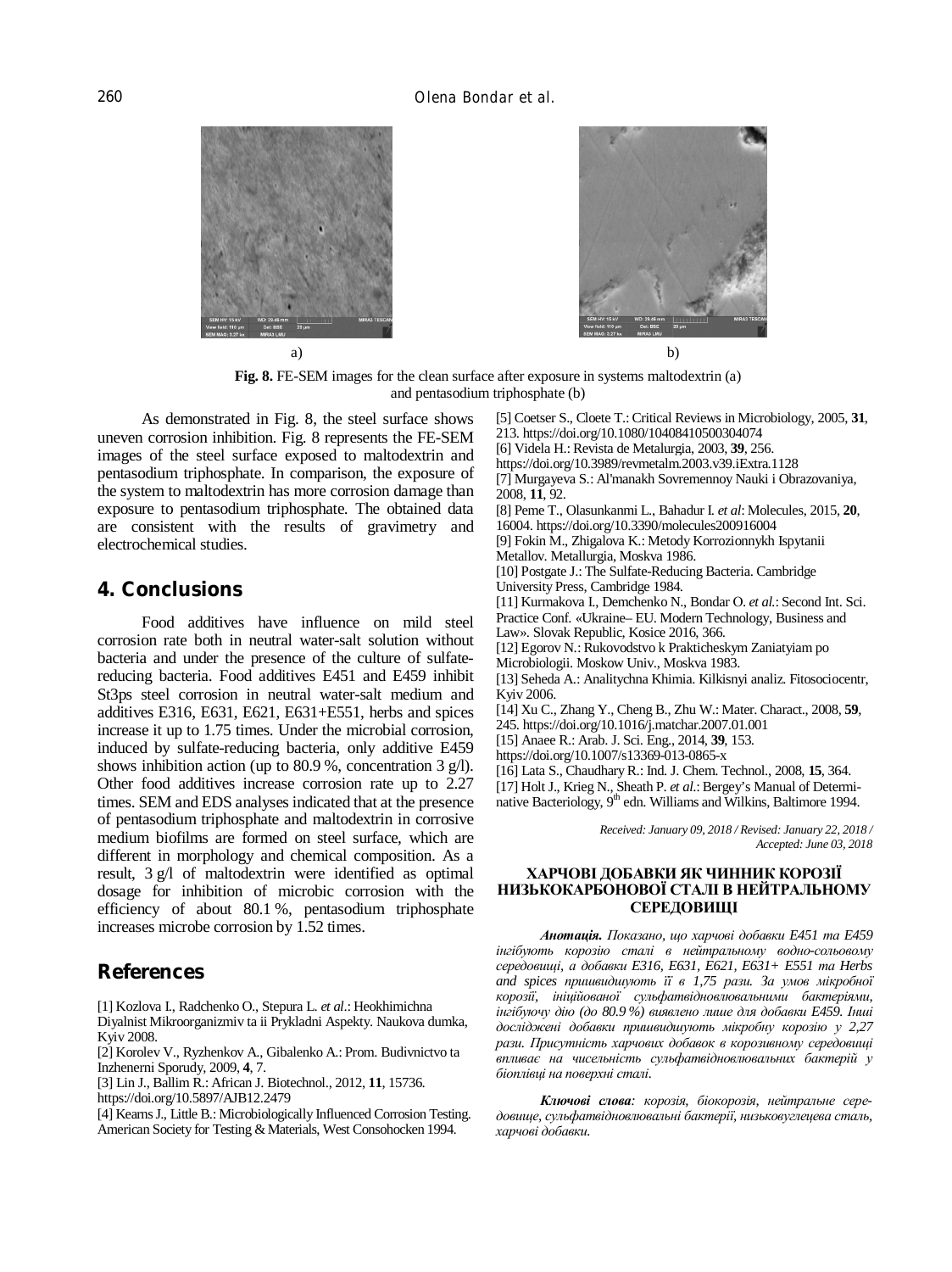a)

b)

**Fig. 8.** FE-SEM images for the clean surface after exposure in systems maltodextrin (a) and pentasodium triphosphate (b)

As demonstrated in Fig. 8, the steel surface shows uneven corrosion inhibition. Fig. 8 represents the FE-SEM images of the steel surface exposed to maltodextrin and pentasodium triphosphate. In comparison, the exposure of the system to maltodextrin has more corrosion damage than exposure to pentasodium triphosphate. The obtained data are consistent with the results of gravimetry and electrochemical studies.

## 4. Conclusions

Food additives have influence on mild steel corrosion rate both in neutral water-salt solution without bacteria and under the presence of the culture of sulfate-reducing bacteria. Food additives E451 and E459 inhibit St3ps steel corrosion in neutral water-salt medium and additives E316, E631, E621, E631+E551, herbs and spices increase it up to 1.75 times. Under the microbial corrosion, induced by sulfate-reducing bacteria, only additive E459 shows inhibition action (up to 80.9 %, concentration 3 g/l). Other food additives increase corrosion rate up to 2.27 times. SEM and EDS analyses indicated that at the presence of pentasodium triphosphate and maltodextrin in corrosive medium biofilms are formed on steel surface, which are different in morphology and chemical composition. As a result, 3 g/l of maltodextrin were identified as optimal dosage for inhibition of microbic corrosion with the efficiency of about 80.1 %, pentasodium triphosphate increases microbe corrosion by 1.52 times.

## References

[1] Kozlova I., Radchenko O., Stepura L. *et al*.: Heokhimichna Diyalnist Mikroorganizmiv ta ii Prykladni Aspekty. Naukova dumka, Kyiv 2008.

[2] Korolev V., Ryzhenkov A., Gibalenko A.: Prom. Budivnictvo ta Inzhenerni Sporudy, 2009, **4**, 7.

[3] Lin J., Ballim R.: African J. Biotechnol., 2012, **11**, 15736. https://doi.org/10.5897/AJB12.2479

[4] Kearns J., Little B.: Microbiologically Influenced Corrosion Testing. American Society for Testing & Materials, West Consohocken 1994.

[5] Coetser S., Cloete T.: Critical Reviews in Microbiology, 2005, **31**, 213. https://doi.org/10.1080/10408410500304074

[6] Videla H.: Revista de Metalurgia, 2003, **39**, 256. https://doi.org/10.3989/revmetalm.2003.v39.iExtra.1128

[7] Murgayeva S.: Al'manakh Sovremennoy Nauki i Obrazovaniya, 2008, **11**, 92.

[8] Peme T., Olasunkanmi L., Bahadur I. *et al*: Molecules, 2015, **20**, 16004. https://doi.org/10.3390/molecules200916004

[9] Fokin M., Zhigalova K.: Metody Korrozionnykh Ispytanii Metallov. Metallurgia, Moskva 1986.

[10] Postgate J.: The Sulfate-Reducing Bacteria. Cambridge University Press, Cambridge 1984.

[11] Kurmakova I., Demchenko N., Bondar O. *et al.*: Second Int. Sci. Practice Conf. «Ukraine– EU. Modern Technology, Business and Law». Slovak Republic, Kosice 2016, 366.

[12] Egorov N.: Rukovodstvo k Prakticheskym Zaniatyiam po Microbiologii. Moskow Univ., Moskva 1983.

[13] Seheda A.: Analitychna Khimia. Kilkisnyi analiz. Fitosociocentr, Kyiv 2006.

[14] Xu C., Zhang Y., Cheng B., Zhu W.: Mater. Charact., 2008, **59**, 245. https://doi.org/10.1016/j.matchar.2007.01.001

[15] Anaee R.: Arab. J. Sci. Eng., 2014, **39**, 153. https://doi.org/10.1007/s13369-013-0865-x

[16] Lata S., Chaudhary R.: Ind. J. Chem. Technol., 2008, **15**, 364.

[17] Holt J., Krieg N., Sheath P. *et al.*: Bergey's Manual of Determinative Bacteriology, 9th edn. Williams and Wilkins, Baltimore 1994.

*Received: January 09, 2018 / Revised: January 22, 2018 / Accepted: June 03, 2018*

### ХАРЧОВІ ДОБАВКИ ЯК ЧИННИК КОРОЗІЇ НИЗЬКОКАРБОНОВОЇ СТАЛІ В НЕЙТРАЛЬНОМУ СЕРЕДОВИЩІ

***Анотація.*** *Показано, що харчові добавки E451 та E459 інгібують корозію сталі в нейтральному водно-сольовому середовищі, а добавки E316, E631, E621, E631+ E551 та Herbs and spices пришвидшують її в 1,75 рази. За умов мікробної корозії, ініційованої сульфатвідновлювальними бактеріями, інгібуючу дію (до 80.9 %) виявлено лише для добавки E459. Інші досліджені добавки пришвидшують мікробну корозію у 2,27 рази. Присутність харчових добавок в корозивному середовищі впливає на чисельність сульфатвідновлювальних бактерій у біоплівці на поверхні сталі.*

***Ключові слова****: корозія, біокорозія, нейтральне середовище, сульфатвідновлювальні бактерії, низьковуглецева сталь, харчові добавки.*